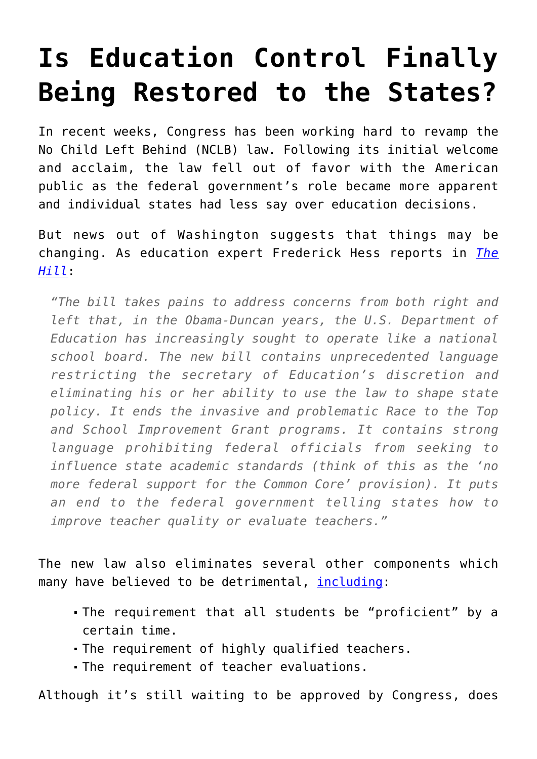# Is Education Control Finally Being Restored to the States?

In recent weeks, Congress has been working hard to revamp the No Child Left Behind (NCLB) law. Following its initial welcome and acclaim, the law fell out of favor with the American public as the federal government's role became more apparent and individual states had less say over education decisions.

But news out of Washington suggests that things may be changing. As education expert Frederick Hess reports in *The Hill*:

> *"The bill takes pains to address concerns from both right and left that, in the Obama-Duncan years, the U.S. Department of Education has increasingly sought to operate like a national school board. The new bill contains unprecedented language restricting the secretary of Education's discretion and eliminating his or her ability to use the law to shape state policy. It ends the invasive and problematic Race to the Top and School Improvement Grant programs. It contains strong language prohibiting federal officials from seeking to influence state academic standards (think of this as the 'no more federal support for the Common Core' provision). It puts an end to the federal government telling states how to improve teacher quality or evaluate teachers."*

The new law also eliminates several other components which many have believed to be detrimental, including:

- The requirement that all students be "proficient" by a certain time.
- The requirement of highly qualified teachers.
- The requirement of teacher evaluations.

Although it's still waiting to be approved by Congress, does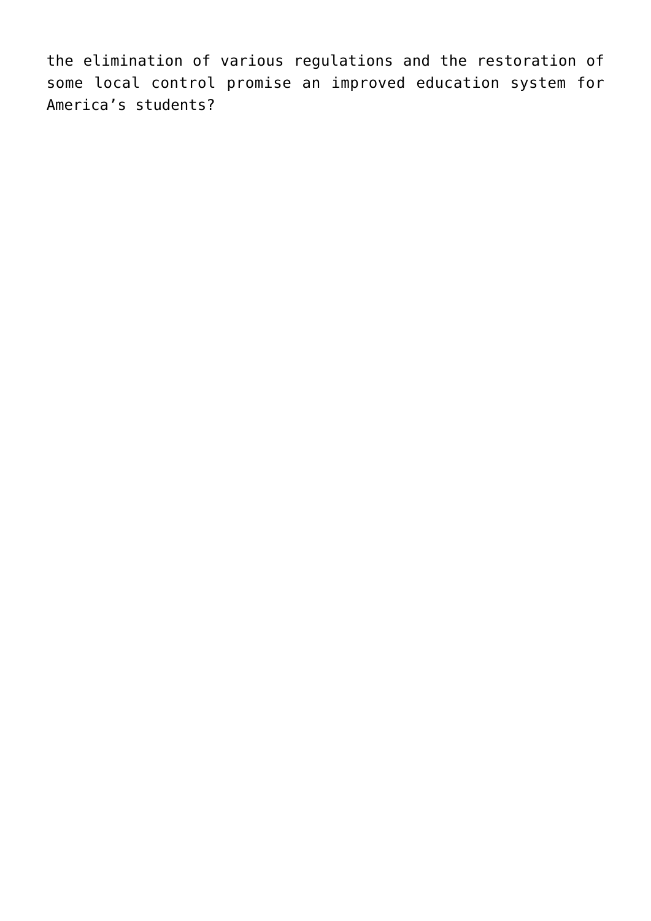the elimination of various regulations and the restoration of some local control promise an improved education system for America's students?